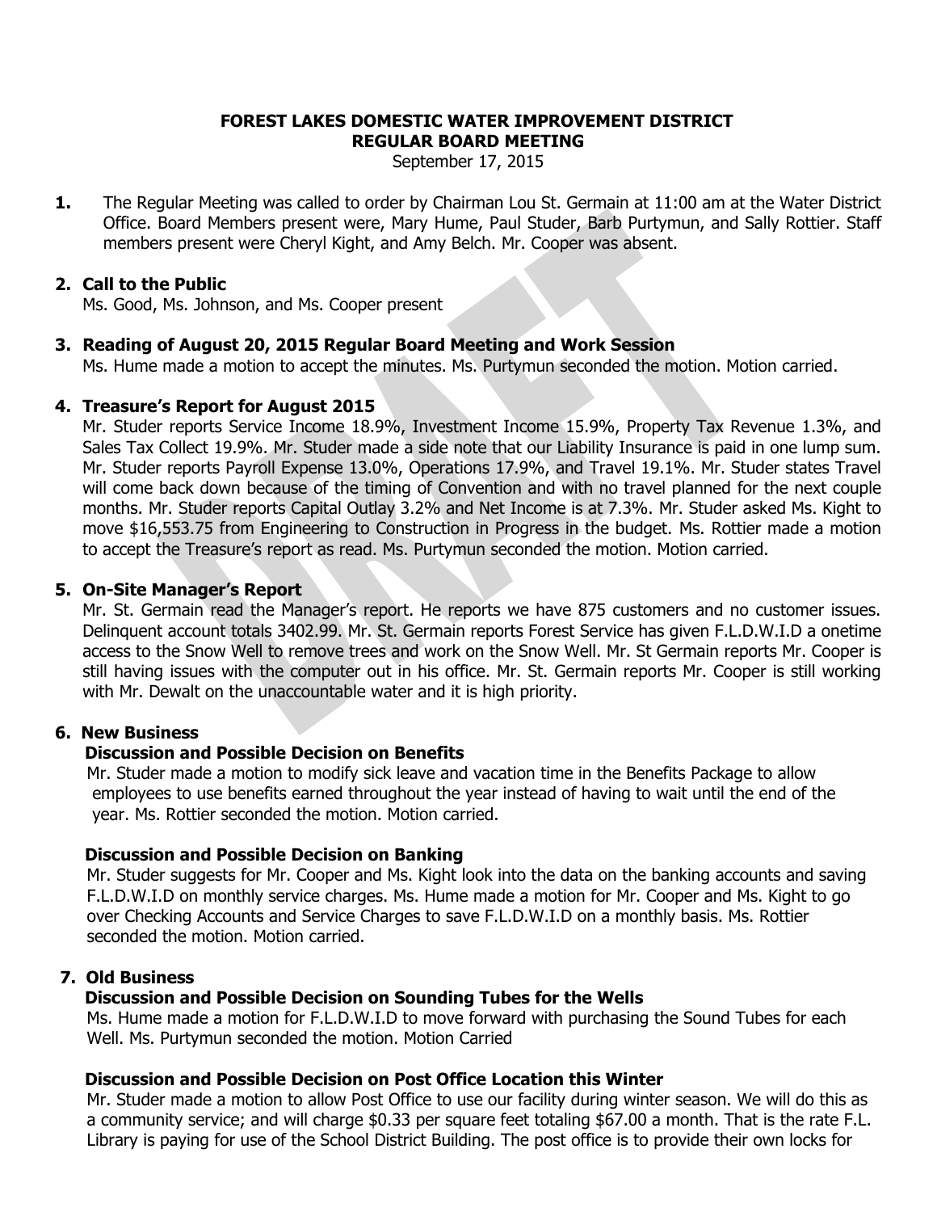# FOREST LAKES DOMESTIC WATER IMPROVEMENT DISTRICT
## REGULAR BOARD MEETING

September 17, 2015

**1.** The Regular Meeting was called to order by Chairman Lou St. Germain at 11:00 am at the Water District Office. Board Members present were, Mary Hume, Paul Studer, Barb Purtymun, and Sally Rottier. Staff members present were Cheryl Kight, and Amy Belch. Mr. Cooper was absent.

**2. Call to the Public**

Ms. Good, Ms. Johnson, and Ms. Cooper present

**3. Reading of August 20, 2015 Regular Board Meeting and Work Session**

Ms. Hume made a motion to accept the minutes. Ms. Purtymun seconded the motion. Motion carried.

**4. Treasure's Report for August 2015**

Mr. Studer reports Service Income 18.9%, Investment Income 15.9%, Property Tax Revenue 1.3%, and Sales Tax Collect 19.9%. Mr. Studer made a side note that our Liability Insurance is paid in one lump sum. Mr. Studer reports Payroll Expense 13.0%, Operations 17.9%, and Travel 19.1%. Mr. Studer states Travel will come back down because of the timing of Convention and with no travel planned for the next couple months. Mr. Studer reports Capital Outlay 3.2% and Net Income is at 7.3%. Mr. Studer asked Ms. Kight to move $16,553.75 from Engineering to Construction in Progress in the budget. Ms. Rottier made a motion to accept the Treasure's report as read. Ms. Purtymun seconded the motion. Motion carried.

**5. On-Site Manager's Report**

Mr. St. Germain read the Manager's report. He reports we have 875 customers and no customer issues. Delinquent account totals 3402.99. Mr. St. Germain reports Forest Service has given F.L.D.W.I.D a onetime access to the Snow Well to remove trees and work on the Snow Well. Mr St Germain reports Mr. Cooper is still having issues with the computer out in his office. Mr. St. Germain reports Mr. Cooper is still working with Mr. Dewalt on the unaccountable water and it is high priority.

**6. New Business**

**Discussion and Possible Decision on Benefits**

Mr. Studer made a motion to modify sick leave and vacation time in the Benefits Package to allow employees to use benefits earned throughout the year instead of having to wait until the end of the year. Ms. Rottier seconded the motion. Motion carried.

**Discussion and Possible Decision on Banking**

Mr. Studer suggests for Mr. Cooper and Ms. Kight look into the data on the banking accounts and saving F.L.D.W.I.D on monthly service charges. Ms. Hume made a motion for Mr. Cooper and Ms. Kight to go over Checking Accounts and Service Charges to save F.L.D.W.I.D on a monthly basis. Ms. Rottier seconded the motion. Motion carried.

**7. Old Business**

**Discussion and Possible Decision on Sounding Tubes for the Wells**

Ms. Hume made a motion for F.L.D.W.I.D to move forward with purchasing the Sound Tubes for each Well. Ms. Purtymun seconded the motion. Motion Carried

**Discussion and Possible Decision on Post Office Location this Winter**

Mr. Studer made a motion to allow Post Office to use our facility during winter season. We will do this as a community service; and will charge $0.33 per square feet totaling $67.00 a month. That is the rate F.L. Library is paying for use of the School District Building. The post office is to provide their own locks for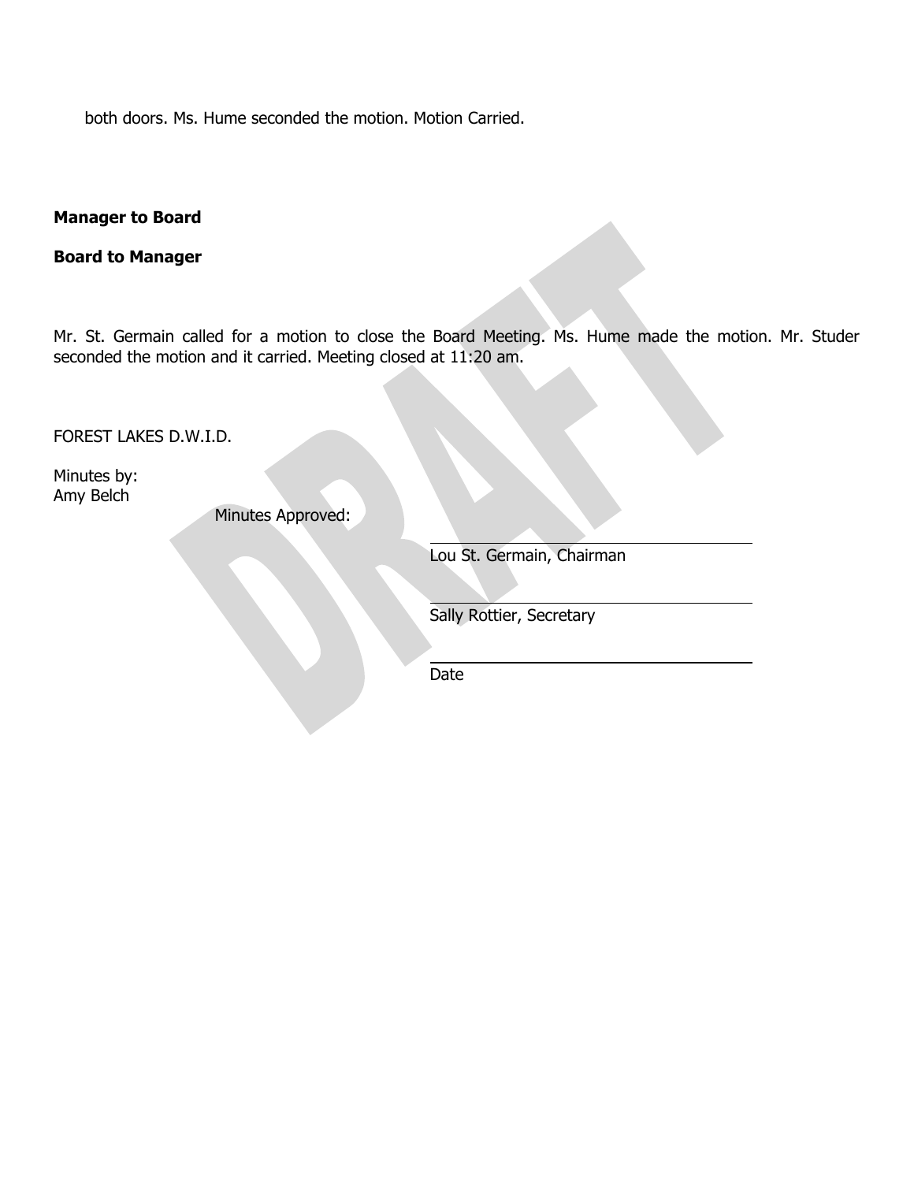both doors. Ms. Hume seconded the motion. Motion Carried.

**Manager to Board**

**Board to Manager**

Mr. St. Germain called for a motion to close the Board Meeting. Ms. Hume made the motion. Mr. Studer seconded the motion and it carried. Meeting closed at 11:20 am.

FOREST LAKES D.W.I.D.

Minutes by:
Amy Belch

Minutes Approved:

Lou St. Germain, Chairman

Sally Rottier, Secretary

Date